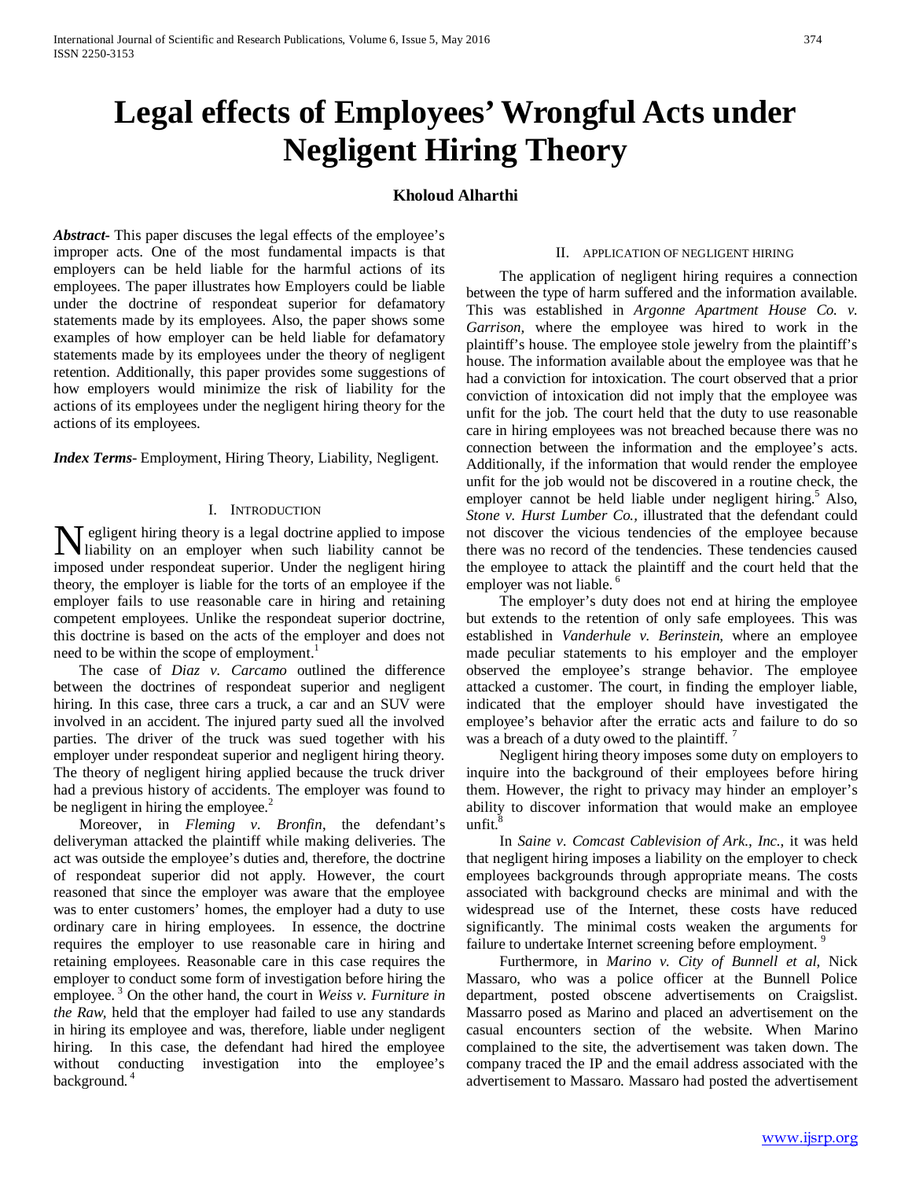# Legal effects of Employees' Wrongful Acts under Negligent Hiring Theory

**Kholoud Alharthi**

***Abstract-*** This paper discuses the legal effects of the employee's improper acts. One of the most fundamental impacts is that employers can be held liable for the harmful actions of its employees. The paper illustrates how Employers could be liable under the doctrine of respondeat superior for defamatory statements made by its employees. Also, the paper shows some examples of how employer can be held liable for defamatory statements made by its employees under the theory of negligent retention. Additionally, this paper provides some suggestions of how employers would minimize the risk of liability for the actions of its employees under the negligent hiring theory for the actions of its employees.

***Index Terms-*** Employment, Hiring Theory, Liability, Negligent.

## I. Introduction

Negligent hiring theory is a legal doctrine applied to impose liability on an employer when such liability cannot be imposed under respondeat superior. Under the negligent hiring theory, the employer is liable for the torts of an employee if the employer fails to use reasonable care in hiring and retaining competent employees. Unlike the respondeat superior doctrine, this doctrine is based on the acts of the employer and does not need to be within the scope of employment.[1]

The case of *Diaz v. Carcamo* outlined the difference between the doctrines of respondeat superior and negligent hiring. In this case, three cars a truck, a car and an SUV were involved in an accident. The injured party sued all the involved parties. The driver of the truck was sued together with his employer under respondeat superior and negligent hiring theory. The theory of negligent hiring applied because the truck driver had a previous history of accidents. The employer was found to be negligent in hiring the employee.[2]

Moreover, in *Fleming v. Bronfin*, the defendant's deliveryman attacked the plaintiff while making deliveries. The act was outside the employee's duties and, therefore, the doctrine of respondeat superior did not apply. However, the court reasoned that since the employer was aware that the employee was to enter customers' homes, the employer had a duty to use ordinary care in hiring employees. In essence, the doctrine requires the employer to use reasonable care in hiring and retaining employees. Reasonable care in this case requires the employer to conduct some form of investigation before hiring the employee.[3] On the other hand, the court in *Weiss v. Furniture in the Raw,* held that the employer had failed to use any standards in hiring its employee and was, therefore, liable under negligent hiring. In this case, the defendant had hired the employee without conducting investigation into the employee's background.[4]

## II. Application of Negligent Hiring

The application of negligent hiring requires a connection between the type of harm suffered and the information available. This was established in *Argonne Apartment House Co. v. Garrison,* where the employee was hired to work in the plaintiff's house. The employee stole jewelry from the plaintiff's house. The information available about the employee was that he had a conviction for intoxication. The court observed that a prior conviction of intoxication did not imply that the employee was unfit for the job. The court held that the duty to use reasonable care in hiring employees was not breached because there was no connection between the information and the employee's acts. Additionally, if the information that would render the employee unfit for the job would not be discovered in a routine check, the employer cannot be held liable under negligent hiring.[5] Also, *Stone v. Hurst Lumber Co.*, illustrated that the defendant could not discover the vicious tendencies of the employee because there was no record of the tendencies. These tendencies caused the employee to attack the plaintiff and the court held that the employer was not liable.[6]

The employer's duty does not end at hiring the employee but extends to the retention of only safe employees. This was established in *Vanderhule v. Berinstein,* where an employee made peculiar statements to his employer and the employer observed the employee's strange behavior. The employee attacked a customer. The court, in finding the employer liable, indicated that the employer should have investigated the employee's behavior after the erratic acts and failure to do so was a breach of a duty owed to the plaintiff.[7]

Negligent hiring theory imposes some duty on employers to inquire into the background of their employees before hiring them. However, the right to privacy may hinder an employer's ability to discover information that would make an employee unfit.[8]

In *Saine v. Comcast Cablevision of Ark., Inc.*, it was held that negligent hiring imposes a liability on the employer to check employees backgrounds through appropriate means. The costs associated with background checks are minimal and with the widespread use of the Internet, these costs have reduced significantly. The minimal costs weaken the arguments for failure to undertake Internet screening before employment.[9]

Furthermore, in *Marino v. City of Bunnell et al*, Nick Massaro, who was a police officer at the Bunnell Police department, posted obscene advertisements on Craigslist. Massarro posed as Marino and placed an advertisement on the casual encounters section of the website. When Marino complained to the site, the advertisement was taken down. The company traced the IP and the email address associated with the advertisement to Massaro. Massaro had posted the advertisement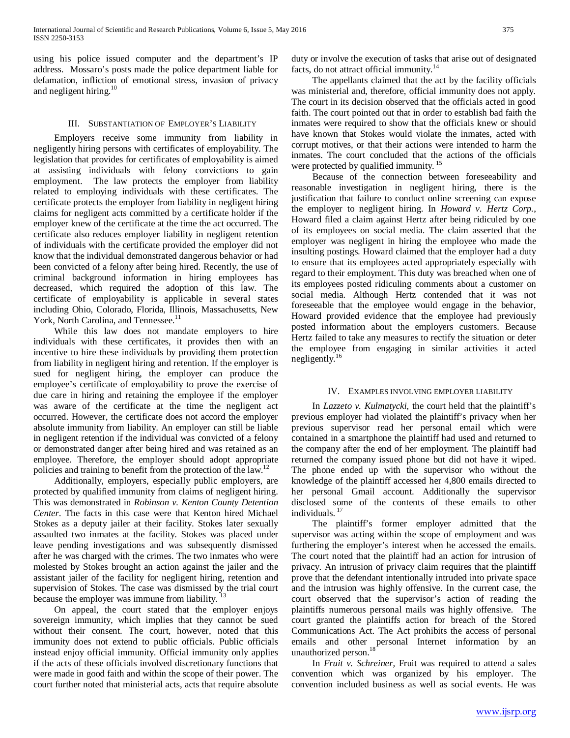using his police issued computer and the department's IP address. Mossaro's posts made the police department liable for defamation, infliction of emotional stress, invasion of privacy and negligent hiring.[10]

## III. Substantiation of Employer's Liability

Employers receive some immunity from liability in negligently hiring persons with certificates of employability. The legislation that provides for certificates of employability is aimed at assisting individuals with felony convictions to gain employment. The law protects the employer from liability related to employing individuals with these certificates. The certificate protects the employer from liability in negligent hiring claims for negligent acts committed by a certificate holder if the employer knew of the certificate at the time the act occurred. The certificate also reduces employer liability in negligent retention of individuals with the certificate provided the employer did not know that the individual demonstrated dangerous behavior or had been convicted of a felony after being hired. Recently, the use of criminal background information in hiring employees has decreased, which required the adoption of this law. The certificate of employability is applicable in several states including Ohio, Colorado, Florida, Illinois, Massachusetts, New York, North Carolina, and Tennessee.[11]

While this law does not mandate employers to hire individuals with these certificates, it provides then with an incentive to hire these individuals by providing them protection from liability in negligent hiring and retention. If the employer is sued for negligent hiring, the employer can produce the employee's certificate of employability to prove the exercise of due care in hiring and retaining the employee if the employer was aware of the certificate at the time the negligent act occurred. However, the certificate does not accord the employer absolute immunity from liability. An employer can still be liable in negligent retention if the individual was convicted of a felony or demonstrated danger after being hired and was retained as an employee. Therefore, the employer should adopt appropriate policies and training to benefit from the protection of the law.[12]

Additionally, employers, especially public employers, are protected by qualified immunity from claims of negligent hiring. This was demonstrated in *Robinson v. Kenton County Detention Center*. The facts in this case were that Kenton hired Michael Stokes as a deputy jailer at their facility. Stokes later sexually assaulted two inmates at the facility. Stokes was placed under leave pending investigations and was subsequently dismissed after he was charged with the crimes. The two inmates who were molested by Stokes brought an action against the jailer and the assistant jailer of the facility for negligent hiring, retention and supervision of Stokes. The case was dismissed by the trial court because the employer was immune from liability.[13]

On appeal, the court stated that the employer enjoys sovereign immunity, which implies that they cannot be sued without their consent. The court, however, noted that this immunity does not extend to public officials. Public officials instead enjoy official immunity. Official immunity only applies if the acts of these officials involved discretionary functions that were made in good faith and within the scope of their power. The court further noted that ministerial acts, acts that require absolute duty or involve the execution of tasks that arise out of designated facts, do not attract official immunity.[14]

The appellants claimed that the act by the facility officials was ministerial and, therefore, official immunity does not apply. The court in its decision observed that the officials acted in good faith. The court pointed out that in order to establish bad faith the inmates were required to show that the officials knew or should have known that Stokes would violate the inmates, acted with corrupt motives, or that their actions were intended to harm the inmates. The court concluded that the actions of the officials were protected by qualified immunity.[15]

Because of the connection between foreseeability and reasonable investigation in negligent hiring, there is the justification that failure to conduct online screening can expose the employer to negligent hiring. In *Howard v. Hertz Corp.*, Howard filed a claim against Hertz after being ridiculed by one of its employees on social media. The claim asserted that the employer was negligent in hiring the employee who made the insulting postings. Howard claimed that the employer had a duty to ensure that its employees acted appropriately especially with regard to their employment. This duty was breached when one of its employees posted ridiculing comments about a customer on social media. Although Hertz contended that it was not foreseeable that the employee would engage in the behavior, Howard provided evidence that the employee had previously posted information about the employers customers. Because Hertz failed to take any measures to rectify the situation or deter the employee from engaging in similar activities it acted negligently.[16]

## IV. Examples involving employer liability

In *Lazzeto v. Kulmatycki*, the court held that the plaintiff's previous employer had violated the plaintiff's privacy when her previous supervisor read her personal email which were contained in a smartphone the plaintiff had used and returned to the company after the end of her employment. The plaintiff had returned the company issued phone but did not have it wiped. The phone ended up with the supervisor who without the knowledge of the plaintiff accessed her 4,800 emails directed to her personal Gmail account. Additionally the supervisor disclosed some of the contents of these emails to other individuals.[17]

The plaintiff's former employer admitted that the supervisor was acting within the scope of employment and was furthering the employer's interest when he accessed the emails. The court noted that the plaintiff had an action for intrusion of privacy. An intrusion of privacy claim requires that the plaintiff prove that the defendant intentionally intruded into private space and the intrusion was highly offensive. In the current case, the court observed that the supervisor's action of reading the plaintiffs numerous personal mails was highly offensive. The court granted the plaintiffs action for breach of the Stored Communications Act. The Act prohibits the access of personal emails and other personal Internet information by an unauthorized person.[18]

In *Fruit v. Schreiner,* Fruit was required to attend a sales convention which was organized by his employer. The convention included business as well as social events. He was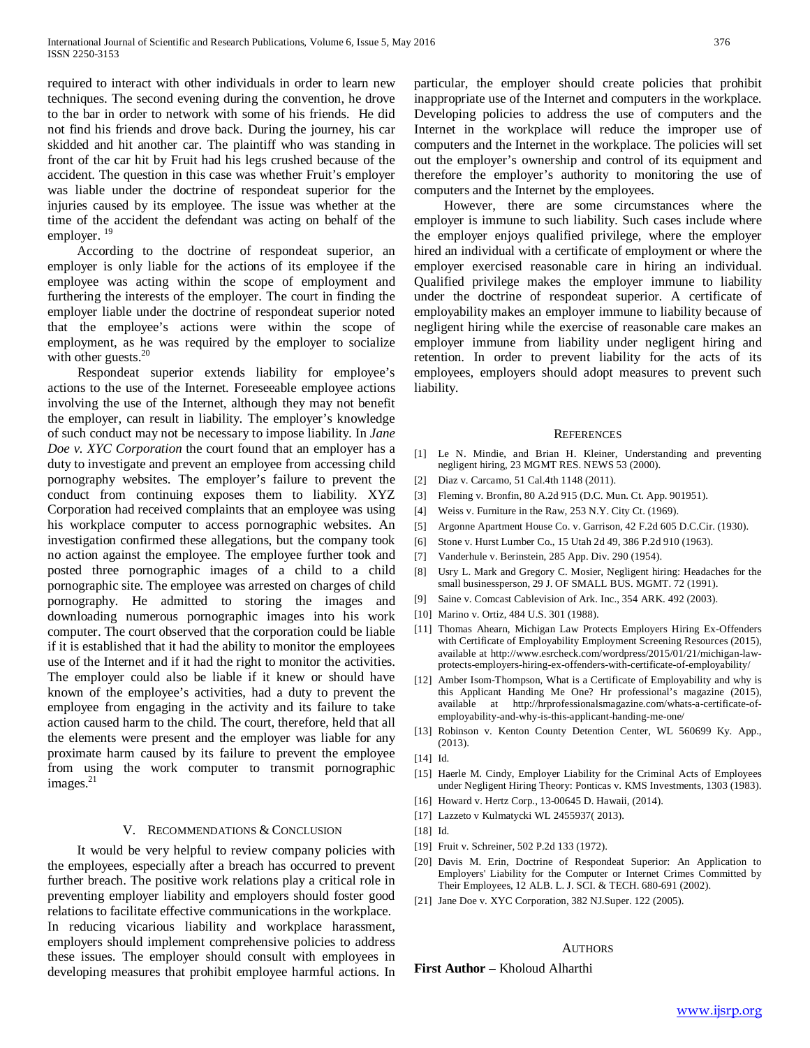required to interact with other individuals in order to learn new techniques. The second evening during the convention, he drove to the bar in order to network with some of his friends. He did not find his friends and drove back. During the journey, his car skidded and hit another car. The plaintiff who was standing in front of the car hit by Fruit had his legs crushed because of the accident. The question in this case was whether Fruit's employer was liable under the doctrine of respondeat superior for the injuries caused by its employee. The issue was whether at the time of the accident the defendant was acting on behalf of the employer. [19]

According to the doctrine of respondeat superior, an employer is only liable for the actions of its employee if the employee was acting within the scope of employment and furthering the interests of the employer. The court in finding the employer liable under the doctrine of respondeat superior noted that the employee's actions were within the scope of employment, as he was required by the employer to socialize with other guests.[20]

Respondeat superior extends liability for employee's actions to the use of the Internet. Foreseeable employee actions involving the use of the Internet, although they may not benefit the employer, can result in liability. The employer's knowledge of such conduct may not be necessary to impose liability. In *Jane Doe v. XYC Corporation* the court found that an employer has a duty to investigate and prevent an employee from accessing child pornography websites. The employer's failure to prevent the conduct from continuing exposes them to liability. XYZ Corporation had received complaints that an employee was using his workplace computer to access pornographic websites. An investigation confirmed these allegations, but the company took no action against the employee. The employee further took and posted three pornographic images of a child to a child pornographic site. The employee was arrested on charges of child pornography. He admitted to storing the images and downloading numerous pornographic images into his work computer. The court observed that the corporation could be liable if it is established that it had the ability to monitor the employees use of the Internet and if it had the right to monitor the activities. The employer could also be liable if it knew or should have known of the employee's activities, had a duty to prevent the employee from engaging in the activity and its failure to take action caused harm to the child. The court, therefore, held that all the elements were present and the employer was liable for any proximate harm caused by its failure to prevent the employee from using the work computer to transmit pornographic images.[21]

## V. Recommendations & Conclusion

It would be very helpful to review company policies with the employees, especially after a breach has occurred to prevent further breach. The positive work relations play a critical role in preventing employer liability and employers should foster good relations to facilitate effective communications in the workplace. In reducing vicarious liability and workplace harassment, employers should implement comprehensive policies to address these issues. The employer should consult with employees in developing measures that prohibit employee harmful actions. In particular, the employer should create policies that prohibit inappropriate use of the Internet and computers in the workplace. Developing policies to address the use of computers and the Internet in the workplace will reduce the improper use of computers and the Internet in the workplace. The policies will set out the employer's ownership and control of its equipment and therefore the employer's authority to monitoring the use of computers and the Internet by the employees.

However, there are some circumstances where the employer is immune to such liability. Such cases include where the employer enjoys qualified privilege, where the employer hired an individual with a certificate of employment or where the employer exercised reasonable care in hiring an individual. Qualified privilege makes the employer immune to liability under the doctrine of respondeat superior. A certificate of employability makes an employer immune to liability because of negligent hiring while the exercise of reasonable care makes an employer immune from liability under negligent hiring and retention. In order to prevent liability for the acts of its employees, employers should adopt measures to prevent such liability.

## References

[1] Le N. Mindie, and Brian H. Kleiner, Understanding and preventing negligent hiring, 23 MGMT RES. NEWS 53 (2000).

[2] Diaz v. Carcamo, 51 Cal.4th 1148 (2011).

[3] Fleming v. Bronfin, 80 A.2d 915 (D.C. Mun. Ct. App. 901951).

[4] Weiss v. Furniture in the Raw, 253 N.Y. City Ct. (1969).

[5] Argonne Apartment House Co. v. Garrison, 42 F.2d 605 D.C.Cir. (1930).

[6] Stone v. Hurst Lumber Co., 15 Utah 2d 49, 386 P.2d 910 (1963).

[7] Vanderhule v. Berinstein, 285 App. Div. 290 (1954).

[8] Usry L. Mark and Gregory C. Mosier, Negligent hiring: Headaches for the small businessperson, 29 J. OF SMALL BUS. MGMT. 72 (1991).

[9] Saine v. Comcast Cablevision of Ark. Inc., 354 ARK. 492 (2003).

[10] Marino v. Ortiz, 484 U.S. 301 (1988).

[11] Thomas Ahearn, Michigan Law Protects Employers Hiring Ex-Offenders with Certificate of Employability Employment Screening Resources (2015), available at http://www.esrcheck.com/wordpress/2015/01/21/michigan-law-protects-employers-hiring-ex-offenders-with-certificate-of-employability/

[12] Amber Isom-Thompson, What is a Certificate of Employability and why is this Applicant Handing Me One? Hr professional's magazine (2015), available at http://hrprofessionalsmagazine.com/whats-a-certificate-of-employability-and-why-is-this-applicant-handing-me-one/

[13] Robinson v. Kenton County Detention Center, WL 560699 Ky. App., (2013).

[14] Id.

[15] Haerle M. Cindy, Employer Liability for the Criminal Acts of Employees under Negligent Hiring Theory: Ponticas v. KMS Investments, 1303 (1983).

[16] Howard v. Hertz Corp., 13-00645 D. Hawaii, (2014).

[17] Lazzeto v Kulmatycki WL 2455937( 2013).

[18] Id.

[19] Fruit v. Schreiner, 502 P.2d 133 (1972).

[20] Davis M. Erin, Doctrine of Respondeat Superior: An Application to Employers' Liability for the Computer or Internet Crimes Committed by Their Employees, 12 ALB. L. J. SCI. & TECH. 680-691 (2002).

[21] Jane Doe v. XYC Corporation, 382 NJ.Super. 122 (2005).

## Authors

**First Author** – Kholoud Alharthi